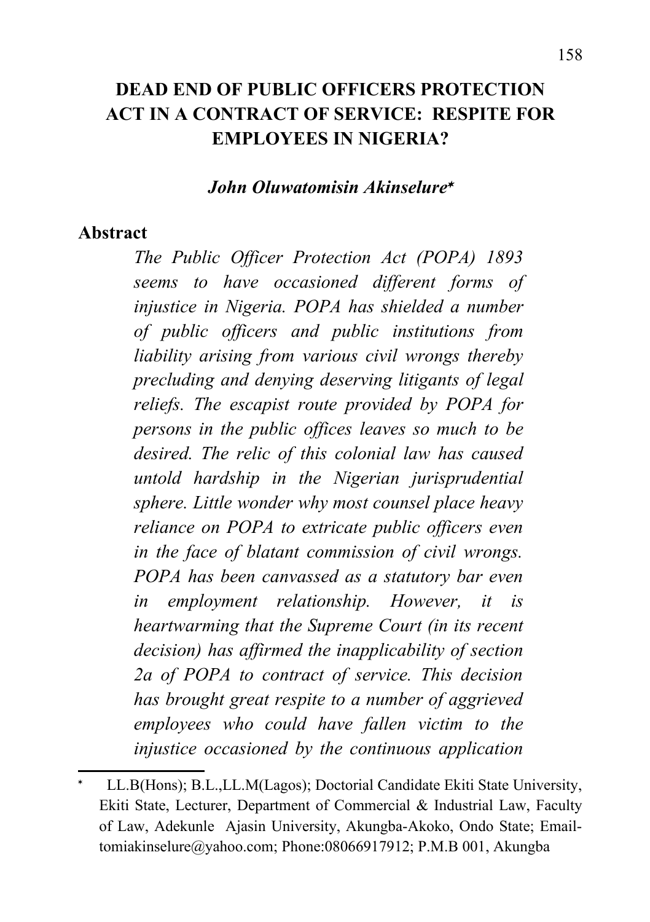# DEAD END OF PUBLIC OFFICERS PROTECTION ACT IN A CONTRACT OF SERVICE: RESPITE FOR EMPLOYEES IN NIGERIA?

***John Oluwatomisin Akinselure****

## Abstract

*The Public Officer Protection Act (POPA) 1893 seems to have occasioned different forms of injustice in Nigeria. POPA has shielded a number of public officers and public institutions from liability arising from various civil wrongs thereby precluding and denying deserving litigants of legal reliefs. The escapist route provided by POPA for persons in the public offices leaves so much to be desired. The relic of this colonial law has caused untold hardship in the Nigerian jurisprudential sphere. Little wonder why most counsel place heavy reliance on POPA to extricate public officers even in the face of blatant commission of civil wrongs. POPA has been canvassed as a statutory bar even in employment relationship. However, it is heartwarming that the Supreme Court (in its recent decision) has affirmed the inapplicability of section 2a of POPA to contract of service. This decision has brought great respite to a number of aggrieved employees who could have fallen victim to the injustice occasioned by the continuous application*

---

\* LL.B(Hons); B.L.,LL.M(Lagos); Doctorial Candidate Ekiti State University, Ekiti State, Lecturer, Department of Commercial & Industrial Law, Faculty of Law, Adekunle Ajasin University, Akungba-Akoko, Ondo State; Email-tomiakinselure@yahoo.com; Phone:08066917912; P.M.B 001, Akungba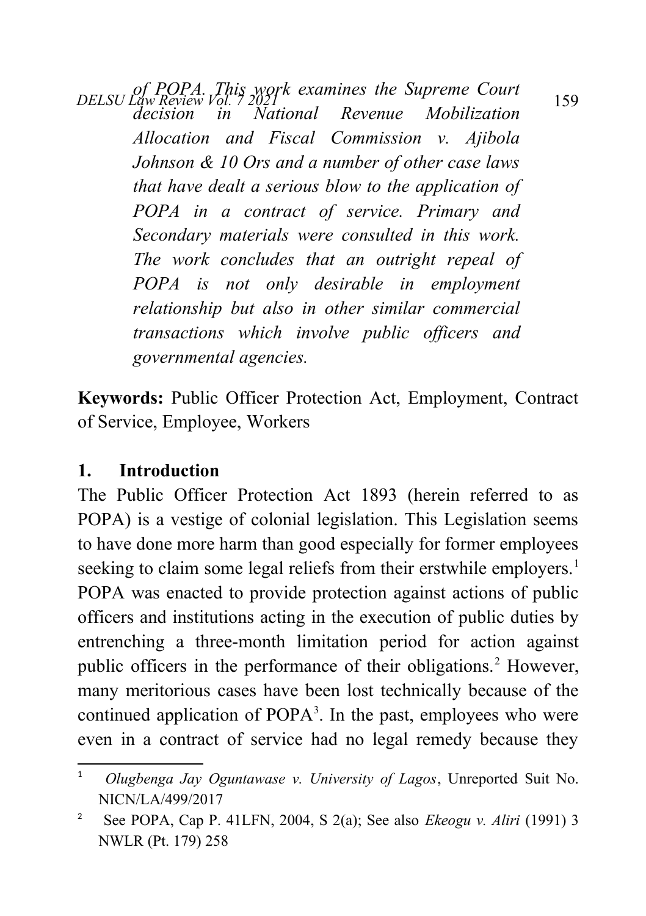*of POPA. This work examines the Supreme Court decision in National Revenue Mobilization Allocation and Fiscal Commission v. Ajibola Johnson & 10 Ors and a number of other case laws that have dealt a serious blow to the application of POPA in a contract of service. Primary and Secondary materials were consulted in this work. The work concludes that an outright repeal of POPA is not only desirable in employment relationship but also in other similar commercial transactions which involve public officers and governmental agencies.*

**Keywords:** Public Officer Protection Act, Employment, Contract of Service, Employee, Workers

## 1. Introduction

The Public Officer Protection Act 1893 (herein referred to as POPA) is a vestige of colonial legislation. This Legislation seems to have done more harm than good especially for former employees seeking to claim some legal reliefs from their erstwhile employers.[1] POPA was enacted to provide protection against actions of public officers and institutions acting in the execution of public duties by entrenching a three-month limitation period for action against public officers in the performance of their obligations.[2] However, many meritorious cases have been lost technically because of the continued application of POPA[3]. In the past, employees who were even in a contract of service had no legal remedy because they

---

[1] *Olugbenga Jay Oguntawase v. University of Lagos*, Unreported Suit No. NICN/LA/499/2017

[2] See POPA, Cap P. 41LFN, 2004, S 2(a); See also *Ekeogu v. Aliri* (1991) 3 NWLR (Pt. 179) 258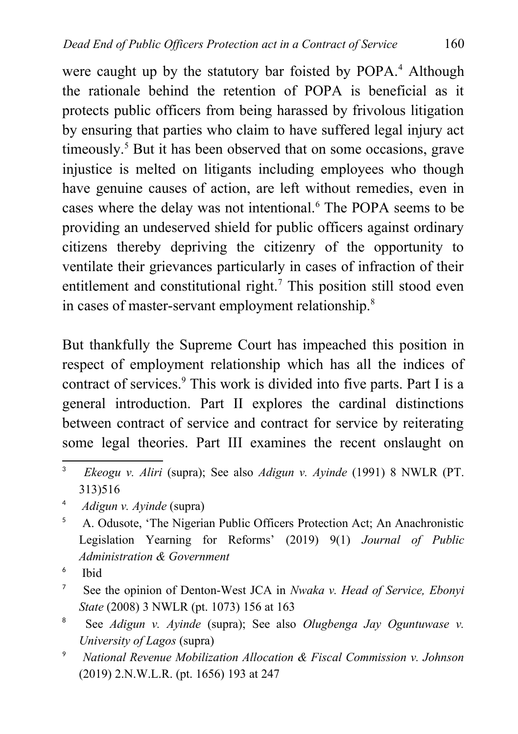were caught up by the statutory bar foisted by POPA.[4] Although the rationale behind the retention of POPA is beneficial as it protects public officers from being harassed by frivolous litigation by ensuring that parties who claim to have suffered legal injury act timeously.[5] But it has been observed that on some occasions, grave injustice is melted on litigants including employees who though have genuine causes of action, are left without remedies, even in cases where the delay was not intentional.[6] The POPA seems to be providing an undeserved shield for public officers against ordinary citizens thereby depriving the citizenry of the opportunity to ventilate their grievances particularly in cases of infraction of their entitlement and constitutional right.[7] This position still stood even in cases of master-servant employment relationship.[8]

But thankfully the Supreme Court has impeached this position in respect of employment relationship which has all the indices of contract of services.[9] This work is divided into five parts. Part I is a general introduction. Part II explores the cardinal distinctions between contract of service and contract for service by reiterating some legal theories. Part III examines the recent onslaught on

---

[3] *Ekeogu v. Aliri* (supra); See also *Adigun v. Ayinde* (1991) 8 NWLR (PT. 313)516

[4] *Adigun v. Ayinde* (supra)

[5] A. Odusote, 'The Nigerian Public Officers Protection Act; An Anachronistic Legislation Yearning for Reforms' (2019) 9(1) *Journal of Public Administration & Government*

[6] Ibid

[7] See the opinion of Denton-West JCA in *Nwaka v. Head of Service, Ebonyi State* (2008) 3 NWLR (pt. 1073) 156 at 163

[8] See *Adigun v. Ayinde* (supra); See also *Olugbenga Jay Oguntuwase v. University of Lagos* (supra)

[9] *National Revenue Mobilization Allocation & Fiscal Commission v. Johnson* (2019) 2.N.W.L.R. (pt. 1656) 193 at 247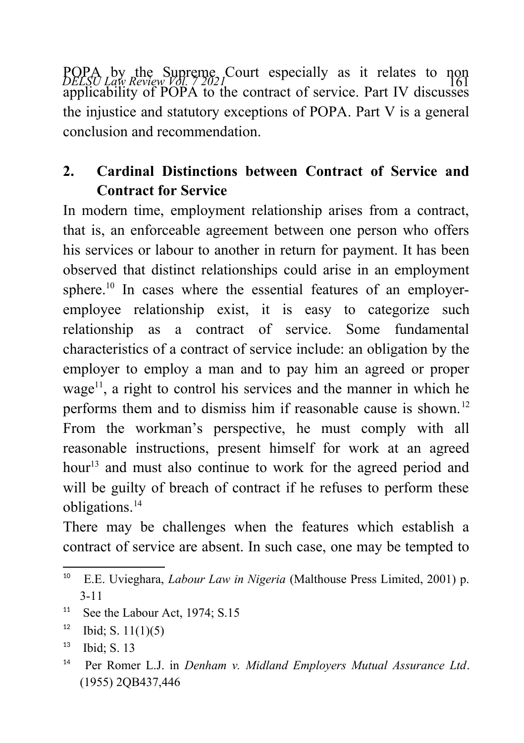POPA by the Supreme Court especially as it relates to non applicability of POPA to the contract of service. Part IV discusses the injustice and statutory exceptions of POPA. Part V is a general conclusion and recommendation.

## 2. Cardinal Distinctions between Contract of Service and Contract for Service

In modern time, employment relationship arises from a contract, that is, an enforceable agreement between one person who offers his services or labour to another in return for payment. It has been observed that distinct relationships could arise in an employment sphere.[10] In cases where the essential features of an employer-employee relationship exist, it is easy to categorize such relationship as a contract of service. Some fundamental characteristics of a contract of service include: an obligation by the employer to employ a man and to pay him an agreed or proper wage[11], a right to control his services and the manner in which he performs them and to dismiss him if reasonable cause is shown.[12] From the workman's perspective, he must comply with all reasonable instructions, present himself for work at an agreed hour[13] and must also continue to work for the agreed period and will be guilty of breach of contract if he refuses to perform these obligations.[14]

There may be challenges when the features which establish a contract of service are absent. In such case, one may be tempted to

---

[10] E.E. Uvieghara, *Labour Law in Nigeria* (Malthouse Press Limited, 2001) p. 3-11

[11] See the Labour Act, 1974; S.15

[12] Ibid; S. 11(1)(5)

[13] Ibid; S. 13

[14] Per Romer L.J. in *Denham v. Midland Employers Mutual Assurance Ltd*. (1955) 2QB437,446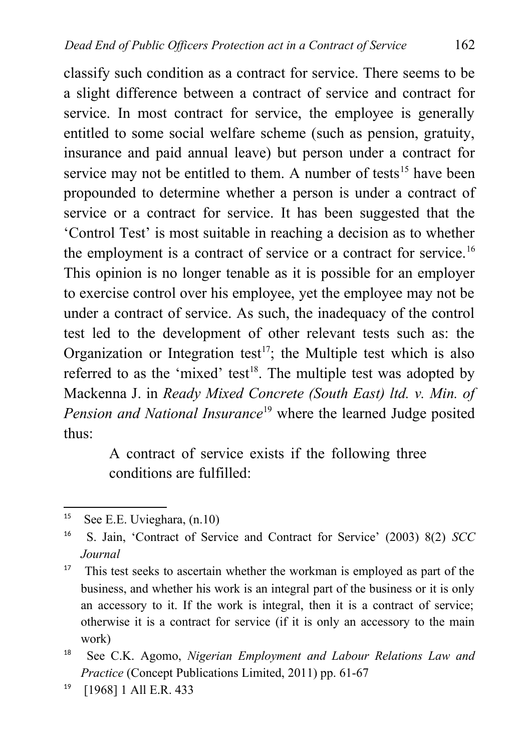classify such condition as a contract for service. There seems to be a slight difference between a contract of service and contract for service. In most contract for service, the employee is generally entitled to some social welfare scheme (such as pension, gratuity, insurance and paid annual leave) but person under a contract for service may not be entitled to them. A number of tests[15] have been propounded to determine whether a person is under a contract of service or a contract for service. It has been suggested that the 'Control Test' is most suitable in reaching a decision as to whether the employment is a contract of service or a contract for service.[16] This opinion is no longer tenable as it is possible for an employer to exercise control over his employee, yet the employee may not be under a contract of service. As such, the inadequacy of the control test led to the development of other relevant tests such as: the Organization or Integration test[17]; the Multiple test which is also referred to as the 'mixed' test[18]. The multiple test was adopted by Mackenna J. in *Ready Mixed Concrete (South East) ltd. v. Min. of Pension and National Insurance*[19] where the learned Judge posited thus:

> A contract of service exists if the following three conditions are fulfilled:

---

[15] See E.E. Uvieghara, (n.10)

[16] S. Jain, 'Contract of Service and Contract for Service' (2003) 8(2) *SCC Journal*

[17] This test seeks to ascertain whether the workman is employed as part of the business, and whether his work is an integral part of the business or it is only an accessory to it. If the work is integral, then it is a contract of service; otherwise it is a contract for service (if it is only an accessory to the main work)

[18] See C.K. Agomo, *Nigerian Employment and Labour Relations Law and Practice* (Concept Publications Limited, 2011) pp. 61-67

[19] [1968] 1 All E.R. 433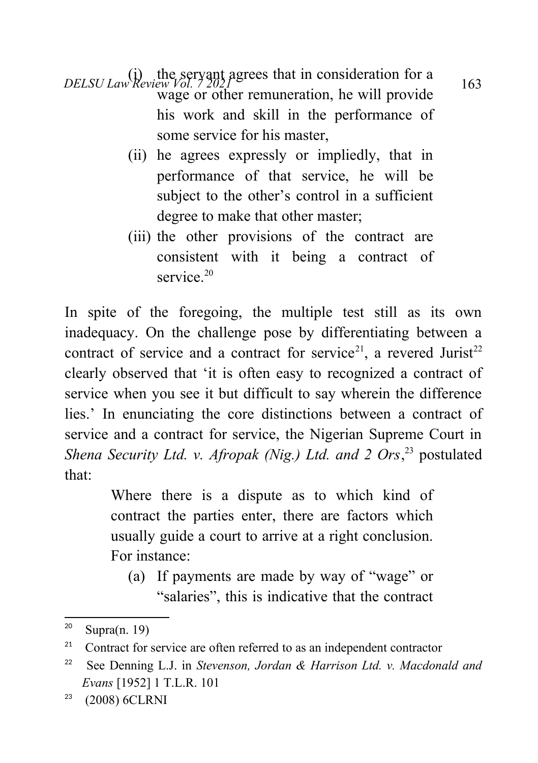(i) the servant agrees that in consideration for a wage or other remuneration, he will provide his work and skill in the performance of some service for his master,

(ii) he agrees expressly or impliedly, that in performance of that service, he will be subject to the other's control in a sufficient degree to make that other master;

(iii) the other provisions of the contract are consistent with it being a contract of service.[20]

In spite of the foregoing, the multiple test still as its own inadequacy. On the challenge pose by differentiating between a contract of service and a contract for service[21], a revered Jurist[22] clearly observed that 'it is often easy to recognized a contract of service when you see it but difficult to say wherein the difference lies.' In enunciating the core distinctions between a contract of service and a contract for service, the Nigerian Supreme Court in *Shena Security Ltd. v. Afropak (Nig.) Ltd. and 2 Ors*,[23] postulated that:

> Where there is a dispute as to which kind of contract the parties enter, there are factors which usually guide a court to arrive at a right conclusion. For instance:
>
> (a) If payments are made by way of "wage" or "salaries", this is indicative that the contract

---

[20] Supra(n. 19)

[21] Contract for service are often referred to as an independent contractor

[22] See Denning L.J. in *Stevenson, Jordan & Harrison Ltd. v. Macdonald and Evans* [1952] 1 T.L.R. 101

[23] (2008) 6CLRNI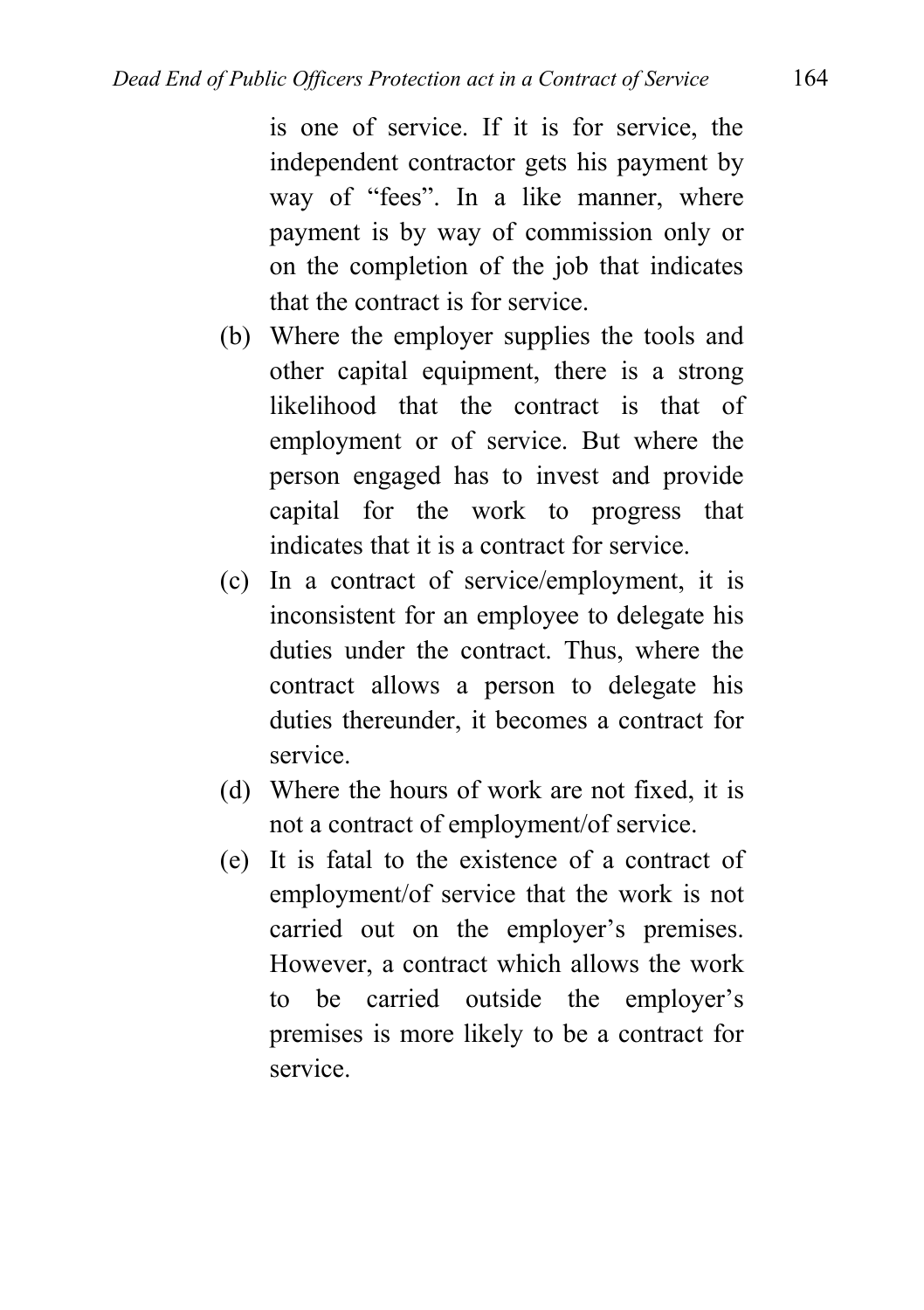is one of service. If it is for service, the independent contractor gets his payment by way of "fees". In a like manner, where payment is by way of commission only or on the completion of the job that indicates that the contract is for service.

(b) Where the employer supplies the tools and other capital equipment, there is a strong likelihood that the contract is that of employment or of service. But where the person engaged has to invest and provide capital for the work to progress that indicates that it is a contract for service.

(c) In a contract of service/employment, it is inconsistent for an employee to delegate his duties under the contract. Thus, where the contract allows a person to delegate his duties thereunder, it becomes a contract for service.

(d) Where the hours of work are not fixed, it is not a contract of employment/of service.

(e) It is fatal to the existence of a contract of employment/of service that the work is not carried out on the employer's premises. However, a contract which allows the work to be carried outside the employer's premises is more likely to be a contract for service.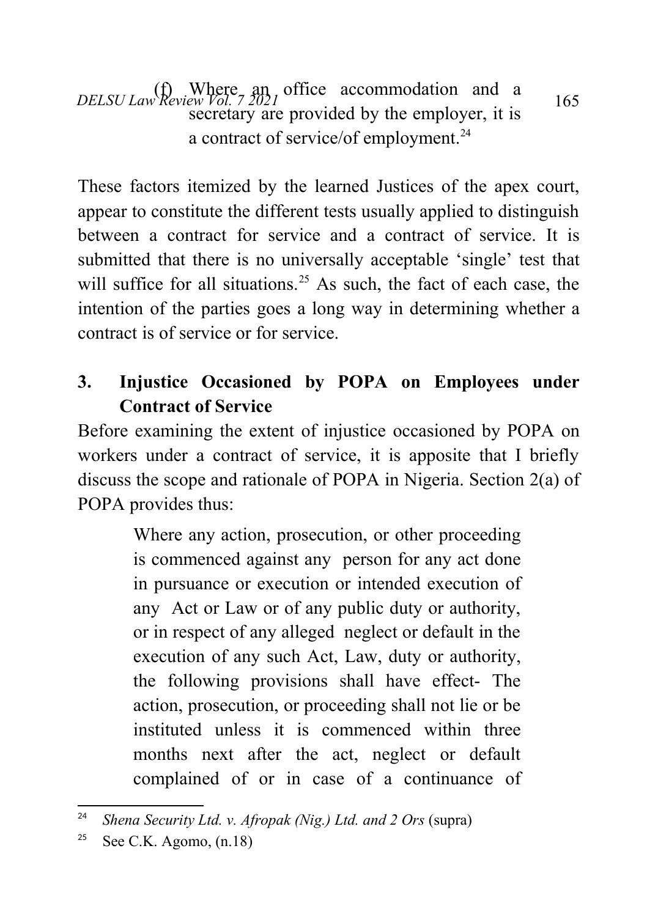(f) Where an office accommodation and a secretary are provided by the employer, it is a contract of service/of employment.[24]

These factors itemized by the learned Justices of the apex court, appear to constitute the different tests usually applied to distinguish between a contract for service and a contract of service. It is submitted that there is no universally acceptable 'single' test that will suffice for all situations.[25] As such, the fact of each case, the intention of the parties goes a long way in determining whether a contract is of service or for service.

## 3. Injustice Occasioned by POPA on Employees under Contract of Service

Before examining the extent of injustice occasioned by POPA on workers under a contract of service, it is apposite that I briefly discuss the scope and rationale of POPA in Nigeria. Section 2(a) of POPA provides thus:

> Where any action, prosecution, or other proceeding is commenced against any person for any act done in pursuance or execution or intended execution of any Act or Law or of any public duty or authority, or in respect of any alleged neglect or default in the execution of any such Act, Law, duty or authority, the following provisions shall have effect- The action, prosecution, or proceeding shall not lie or be instituted unless it is commenced within three months next after the act, neglect or default complained of or in case of a continuance of

---

[24] *Shena Security Ltd. v. Afropak (Nig.) Ltd. and 2 Ors* (supra)

[25] See C.K. Agomo, (n.18)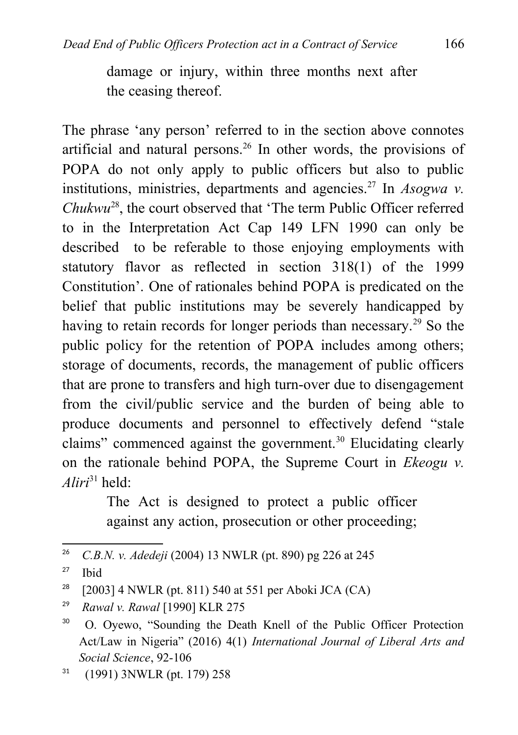> damage or injury, within three months next after the ceasing thereof.

The phrase 'any person' referred to in the section above connotes artificial and natural persons.[26] In other words, the provisions of POPA do not only apply to public officers but also to public institutions, ministries, departments and agencies.[27] In *Asogwa v. Chukwu*[28], the court observed that 'The term Public Officer referred to in the Interpretation Act Cap 149 LFN 1990 can only be described to be referable to those enjoying employments with statutory flavor as reflected in section 318(1) of the 1999 Constitution'. One of rationales behind POPA is predicated on the belief that public institutions may be severely handicapped by having to retain records for longer periods than necessary.[29] So the public policy for the retention of POPA includes among others; storage of documents, records, the management of public officers that are prone to transfers and high turn-over due to disengagement from the civil/public service and the burden of being able to produce documents and personnel to effectively defend "stale claims" commenced against the government.[30] Elucidating clearly on the rationale behind POPA, the Supreme Court in *Ekeogu v. Aliri*[31] held:

> The Act is designed to protect a public officer against any action, prosecution or other proceeding;

---

[26] *C.B.N. v. Adedeji* (2004) 13 NWLR (pt. 890) pg 226 at 245

[27] Ibid

[28] [2003] 4 NWLR (pt. 811) 540 at 551 per Aboki JCA (CA)

[29] *Rawal v. Rawal* [1990] KLR 275

[30] O. Oyewo, "Sounding the Death Knell of the Public Officer Protection Act/Law in Nigeria" (2016) 4(1) *International Journal of Liberal Arts and Social Science*, 92-106

[31] (1991) 3NWLR (pt. 179) 258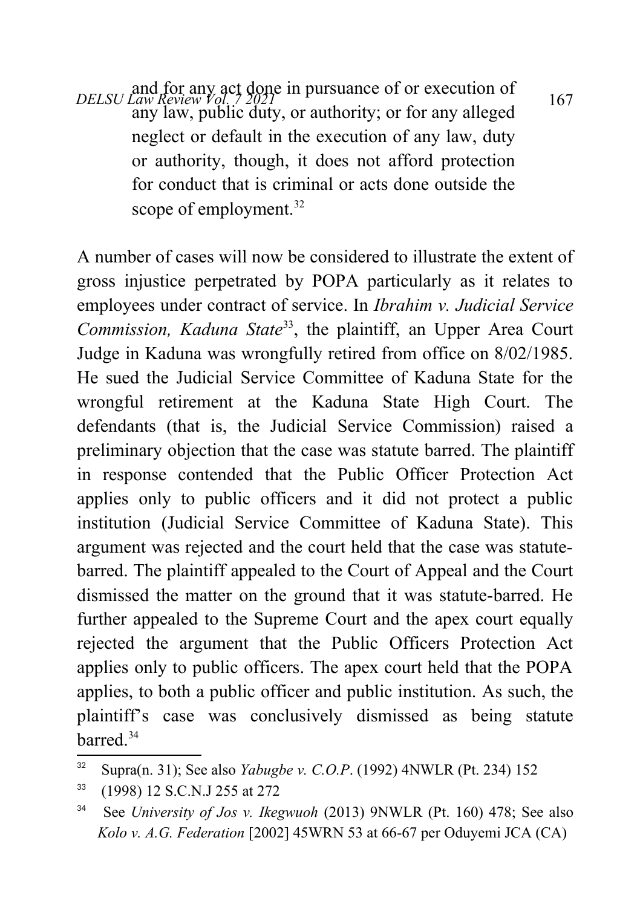and for any act done in pursuance of or execution of any law, public duty, or authority; or for any alleged neglect or default in the execution of any law, duty or authority, though, it does not afford protection for conduct that is criminal or acts done outside the scope of employment.[32]

A number of cases will now be considered to illustrate the extent of gross injustice perpetrated by POPA particularly as it relates to employees under contract of service. In *Ibrahim v. Judicial Service Commission, Kaduna State*[33], the plaintiff, an Upper Area Court Judge in Kaduna was wrongfully retired from office on 8/02/1985. He sued the Judicial Service Committee of Kaduna State for the wrongful retirement at the Kaduna State High Court. The defendants (that is, the Judicial Service Commission) raised a preliminary objection that the case was statute barred. The plaintiff in response contended that the Public Officer Protection Act applies only to public officers and it did not protect a public institution (Judicial Service Committee of Kaduna State). This argument was rejected and the court held that the case was statute-barred. The plaintiff appealed to the Court of Appeal and the Court dismissed the matter on the ground that it was statute-barred. He further appealed to the Supreme Court and the apex court equally rejected the argument that the Public Officers Protection Act applies only to public officers. The apex court held that the POPA applies, to both a public officer and public institution. As such, the plaintiff's case was conclusively dismissed as being statute barred.[34]

---

[32] Supra(n. 31); See also *Yabugbe v. C.O.P*. (1992) 4NWLR (Pt. 234) 152

[33] (1998) 12 S.C.N.J 255 at 272

[34] See *University of Jos v. Ikegwuoh* (2013) 9NWLR (Pt. 160) 478; See also *Kolo v. A.G. Federation* [2002] 45WRN 53 at 66-67 per Oduyemi JCA (CA)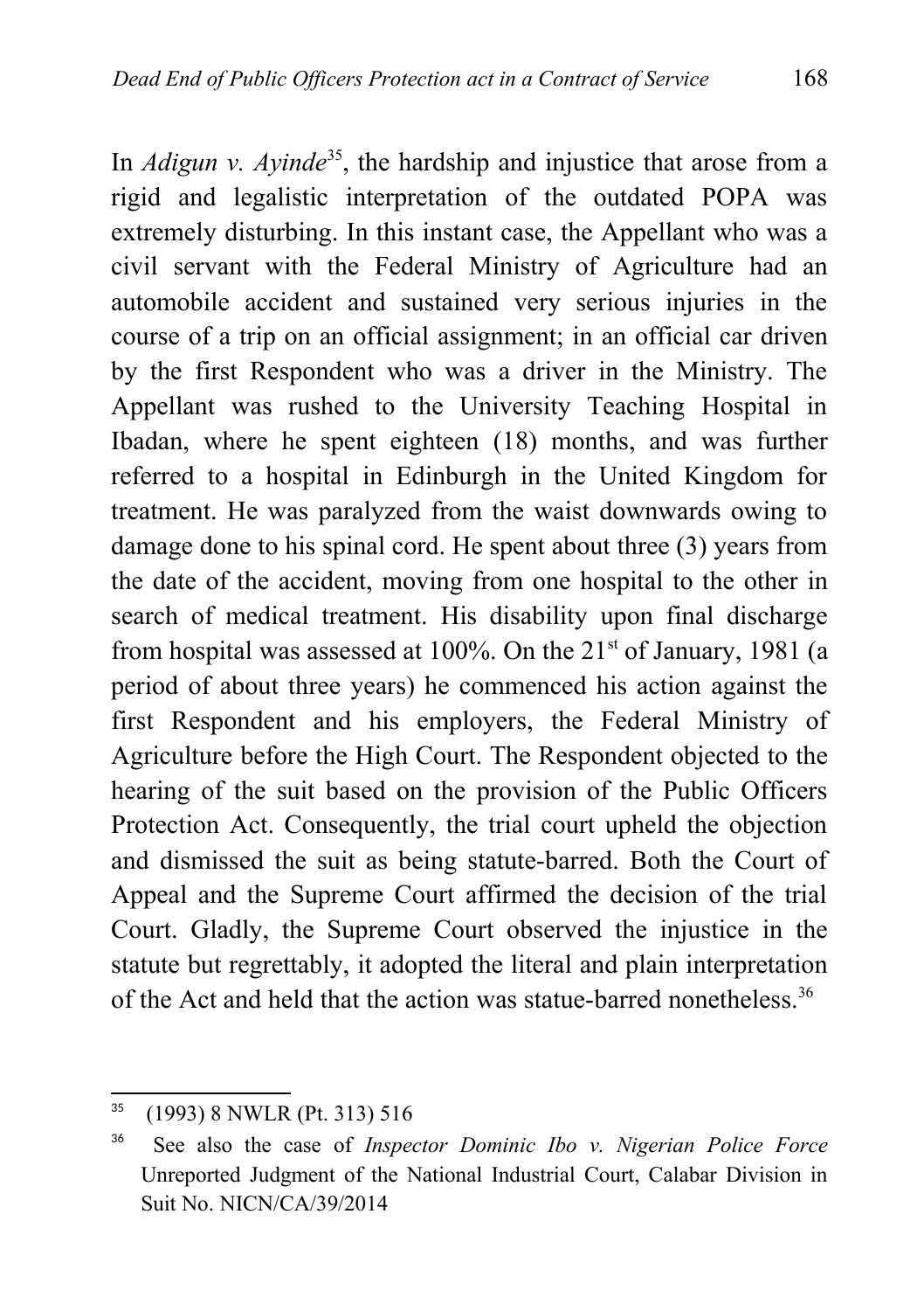In *Adigun v. Ayinde*[35], the hardship and injustice that arose from a rigid and legalistic interpretation of the outdated POPA was extremely disturbing. In this instant case, the Appellant who was a civil servant with the Federal Ministry of Agriculture had an automobile accident and sustained very serious injuries in the course of a trip on an official assignment; in an official car driven by the first Respondent who was a driver in the Ministry. The Appellant was rushed to the University Teaching Hospital in Ibadan, where he spent eighteen (18) months, and was further referred to a hospital in Edinburgh in the United Kingdom for treatment. He was paralyzed from the waist downwards owing to damage done to his spinal cord. He spent about three (3) years from the date of the accident, moving from one hospital to the other in search of medical treatment. His disability upon final discharge from hospital was assessed at 100%. On the 21st of January, 1981 (a period of about three years) he commenced his action against the first Respondent and his employers, the Federal Ministry of Agriculture before the High Court. The Respondent objected to the hearing of the suit based on the provision of the Public Officers Protection Act. Consequently, the trial court upheld the objection and dismissed the suit as being statute-barred. Both the Court of Appeal and the Supreme Court affirmed the decision of the trial Court. Gladly, the Supreme Court observed the injustice in the statute but regrettably, it adopted the literal and plain interpretation of the Act and held that the action was statue-barred nonetheless.[36]

---

[35] (1993) 8 NWLR (Pt. 313) 516

[36] See also the case of *Inspector Dominic Ibo v. Nigerian Police Force* Unreported Judgment of the National Industrial Court, Calabar Division in Suit No. NICN/CA/39/2014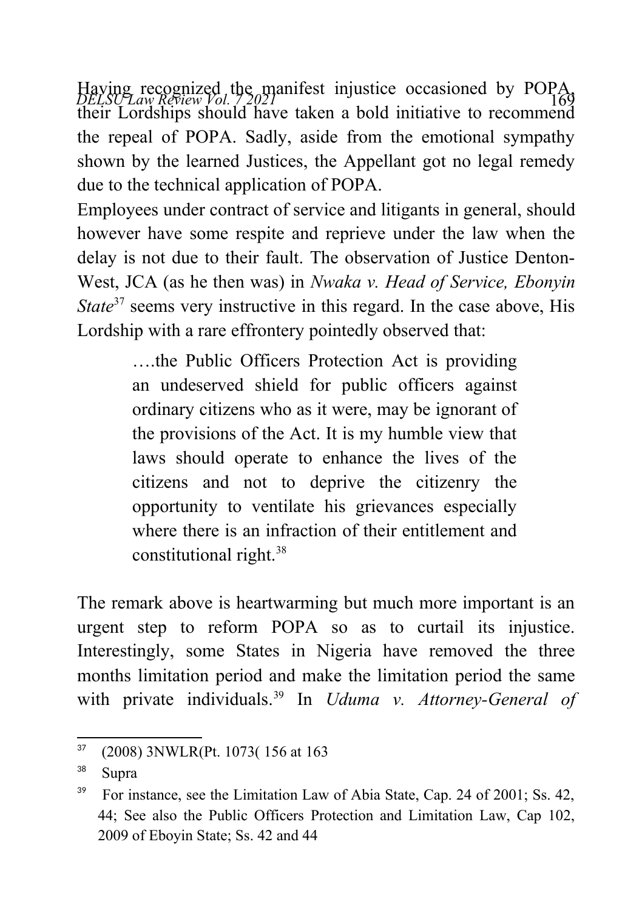Having recognized the manifest injustice occasioned by POPA, their Lordships should have taken a bold initiative to recommend the repeal of POPA. Sadly, aside from the emotional sympathy shown by the learned Justices, the Appellant got no legal remedy due to the technical application of POPA.

Employees under contract of service and litigants in general, should however have some respite and reprieve under the law when the delay is not due to their fault. The observation of Justice Denton-West, JCA (as he then was) in *Nwaka v. Head of Service, Ebonyin State*[37] seems very instructive in this regard. In the case above, His Lordship with a rare effrontery pointedly observed that:

> ….the Public Officers Protection Act is providing an undeserved shield for public officers against ordinary citizens who as it were, may be ignorant of the provisions of the Act. It is my humble view that laws should operate to enhance the lives of the citizens and not to deprive the citizenry the opportunity to ventilate his grievances especially where there is an infraction of their entitlement and constitutional right.[38]

The remark above is heartwarming but much more important is an urgent step to reform POPA so as to curtail its injustice. Interestingly, some States in Nigeria have removed the three months limitation period and make the limitation period the same with private individuals.[39] In *Uduma v. Attorney-General of*

---

[37] (2008) 3NWLR(Pt. 1073( 156 at 163

[38] Supra

[39] For instance, see the Limitation Law of Abia State, Cap. 24 of 2001; Ss. 42, 44; See also the Public Officers Protection and Limitation Law, Cap 102, 2009 of Eboyin State; Ss. 42 and 44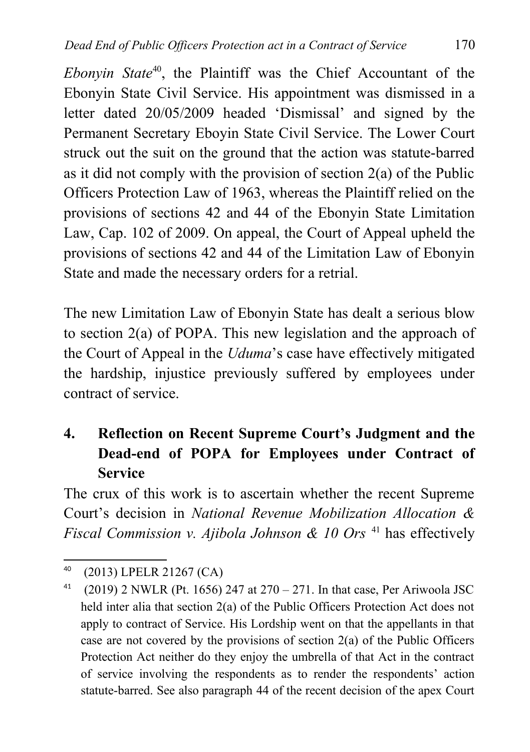*Ebonyin State*[40], the Plaintiff was the Chief Accountant of the Ebonyin State Civil Service. His appointment was dismissed in a letter dated 20/05/2009 headed 'Dismissal' and signed by the Permanent Secretary Eboyin State Civil Service. The Lower Court struck out the suit on the ground that the action was statute-barred as it did not comply with the provision of section 2(a) of the Public Officers Protection Law of 1963, whereas the Plaintiff relied on the provisions of sections 42 and 44 of the Ebonyin State Limitation Law, Cap. 102 of 2009. On appeal, the Court of Appeal upheld the provisions of sections 42 and 44 of the Limitation Law of Ebonyin State and made the necessary orders for a retrial.

The new Limitation Law of Ebonyin State has dealt a serious blow to section 2(a) of POPA. This new legislation and the approach of the Court of Appeal in the *Uduma*'s case have effectively mitigated the hardship, injustice previously suffered by employees under contract of service.

## 4. Reflection on Recent Supreme Court's Judgment and the Dead-end of POPA for Employees under Contract of Service

The crux of this work is to ascertain whether the recent Supreme Court's decision in *National Revenue Mobilization Allocation & Fiscal Commission v. Ajibola Johnson & 10 Ors* [41] has effectively

---

[40] (2013) LPELR 21267 (CA)

[41] (2019) 2 NWLR (Pt. 1656) 247 at 270 – 271. In that case, Per Ariwoola JSC held inter alia that section 2(a) of the Public Officers Protection Act does not apply to contract of Service. His Lordship went on that the appellants in that case are not covered by the provisions of section 2(a) of the Public Officers Protection Act neither do they enjoy the umbrella of that Act in the contract of service involving the respondents as to render the respondents' action statute-barred. See also paragraph 44 of the recent decision of the apex Court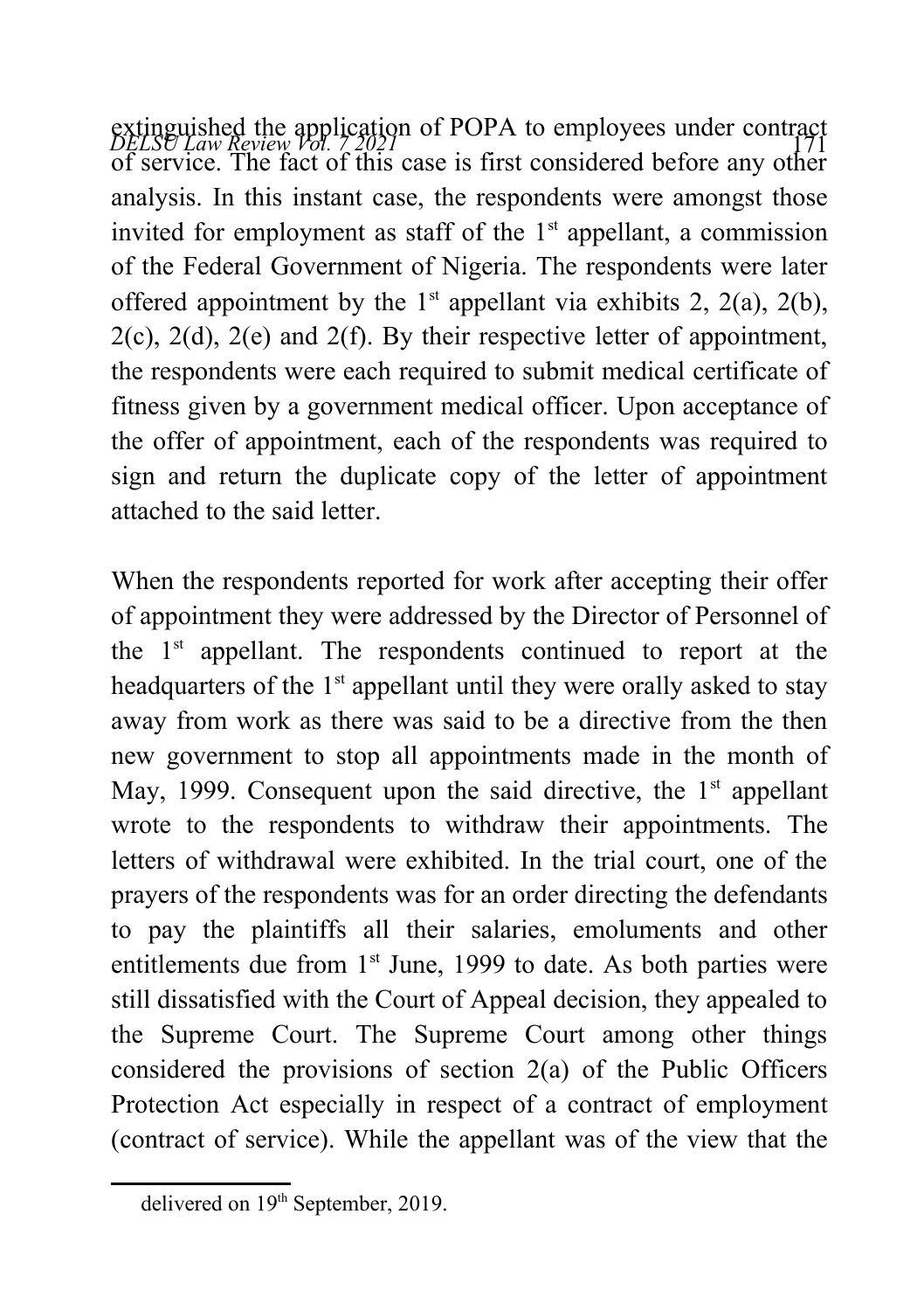extinguished the application of POPA to employees under contract of service. The fact of this case is first considered before any other analysis. In this instant case, the respondents were amongst those invited for employment as staff of the 1st appellant, a commission of the Federal Government of Nigeria. The respondents were later offered appointment by the 1st appellant via exhibits 2, 2(a), 2(b), 2(c), 2(d), 2(e) and 2(f). By their respective letter of appointment, the respondents were each required to submit medical certificate of fitness given by a government medical officer. Upon acceptance of the offer of appointment, each of the respondents was required to sign and return the duplicate copy of the letter of appointment attached to the said letter.

When the respondents reported for work after accepting their offer of appointment they were addressed by the Director of Personnel of the 1st appellant. The respondents continued to report at the headquarters of the 1st appellant until they were orally asked to stay away from work as there was said to be a directive from the then new government to stop all appointments made in the month of May, 1999. Consequent upon the said directive, the 1st appellant wrote to the respondents to withdraw their appointments. The letters of withdrawal were exhibited. In the trial court, one of the prayers of the respondents was for an order directing the defendants to pay the plaintiffs all their salaries, emoluments and other entitlements due from 1st June, 1999 to date. As both parties were still dissatisfied with the Court of Appeal decision, they appealed to the Supreme Court. The Supreme Court among other things considered the provisions of section 2(a) of the Public Officers Protection Act especially in respect of a contract of employment (contract of service). While the appellant was of the view that the

---

delivered on 19th September, 2019.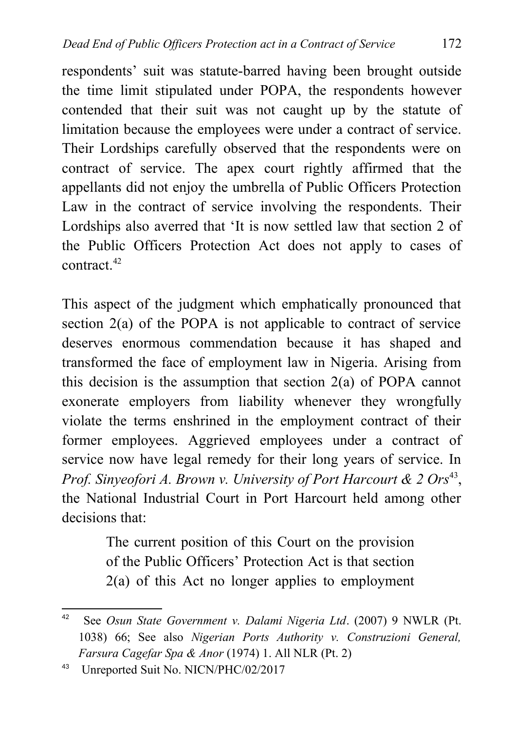respondents' suit was statute-barred having been brought outside the time limit stipulated under POPA, the respondents however contended that their suit was not caught up by the statute of limitation because the employees were under a contract of service. Their Lordships carefully observed that the respondents were on contract of service. The apex court rightly affirmed that the appellants did not enjoy the umbrella of Public Officers Protection Law in the contract of service involving the respondents. Their Lordships also averred that 'It is now settled law that section 2 of the Public Officers Protection Act does not apply to cases of contract.[42]

This aspect of the judgment which emphatically pronounced that section 2(a) of the POPA is not applicable to contract of service deserves enormous commendation because it has shaped and transformed the face of employment law in Nigeria. Arising from this decision is the assumption that section 2(a) of POPA cannot exonerate employers from liability whenever they wrongfully violate the terms enshrined in the employment contract of their former employees. Aggrieved employees under a contract of service now have legal remedy for their long years of service. In *Prof. Sinyeofori A. Brown v. University of Port Harcourt & 2 Ors*[43], the National Industrial Court in Port Harcourt held among other decisions that:

> The current position of this Court on the provision of the Public Officers' Protection Act is that section 2(a) of this Act no longer applies to employment

---

[42] See *Osun State Government v. Dalami Nigeria Ltd*. (2007) 9 NWLR (Pt. 1038) 66; See also *Nigerian Ports Authority v. Construzioni General, Farsura Cagefar Spa & Anor* (1974) 1. All NLR (Pt. 2)

[43] Unreported Suit No. NICN/PHC/02/2017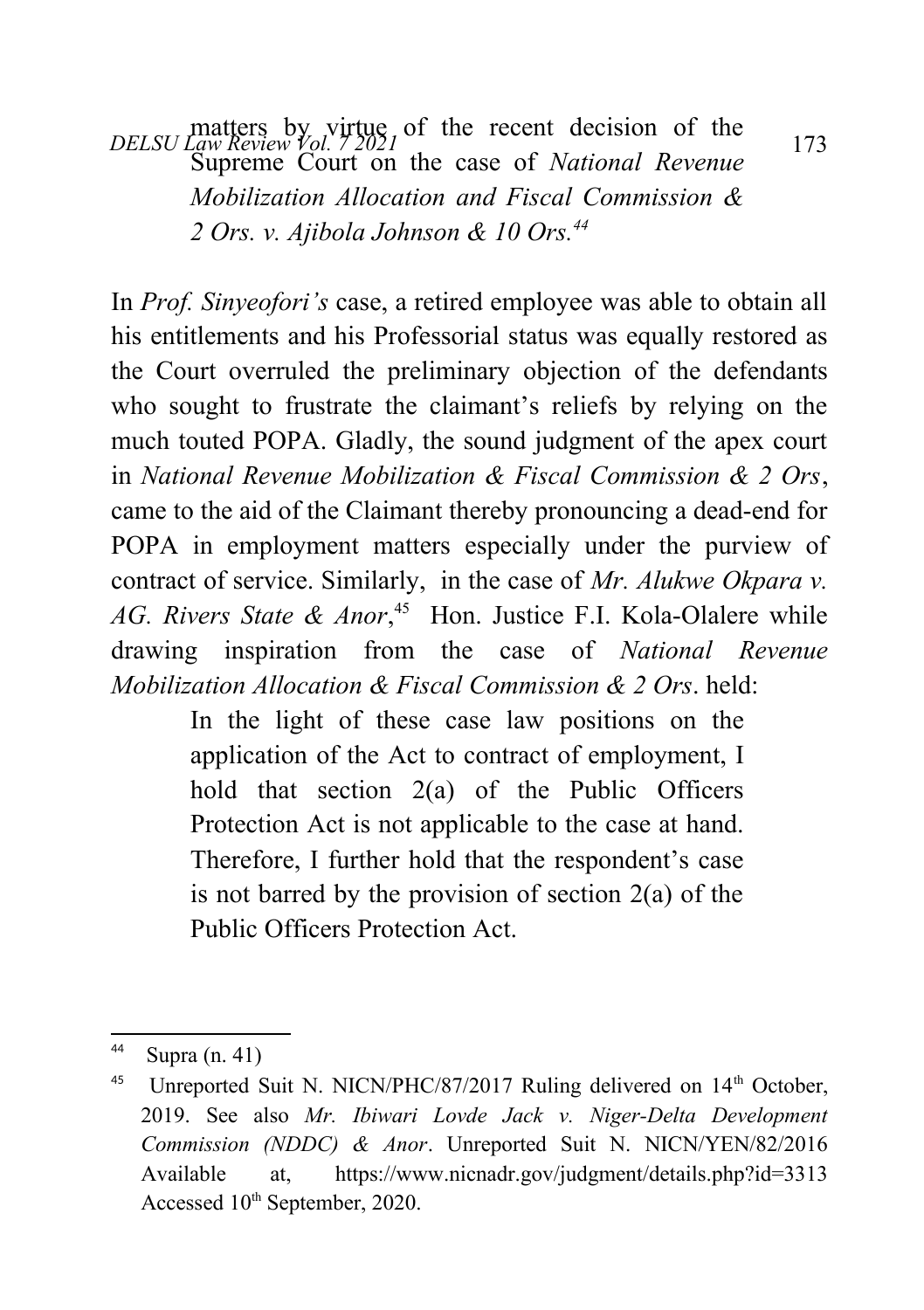matters by virtue of the recent decision of the Supreme Court on the case of *National Revenue Mobilization Allocation and Fiscal Commission & 2 Ors. v. Ajibola Johnson & 10 Ors.*[44]

In *Prof. Sinyeofori's* case, a retired employee was able to obtain all his entitlements and his Professorial status was equally restored as the Court overruled the preliminary objection of the defendants who sought to frustrate the claimant's reliefs by relying on the much touted POPA. Gladly, the sound judgment of the apex court in *National Revenue Mobilization & Fiscal Commission & 2 Ors*, came to the aid of the Claimant thereby pronouncing a dead-end for POPA in employment matters especially under the purview of contract of service. Similarly, in the case of *Mr. Alukwe Okpara v. AG. Rivers State & Anor*,[45] Hon. Justice F.I. Kola-Olalere while drawing inspiration from the case of *National Revenue Mobilization Allocation & Fiscal Commission & 2 Ors*. held:

> In the light of these case law positions on the application of the Act to contract of employment, I hold that section 2(a) of the Public Officers Protection Act is not applicable to the case at hand. Therefore, I further hold that the respondent's case is not barred by the provision of section 2(a) of the Public Officers Protection Act.

---

[44] Supra (n. 41)

[45] Unreported Suit N. NICN/PHC/87/2017 Ruling delivered on 14th October, 2019. See also *Mr. Ibiwari Lovde Jack v. Niger-Delta Development Commission (NDDC) & Anor*. Unreported Suit N. NICN/YEN/82/2016 Available at, https://www.nicnadr.gov/judgment/details.php?id=3313 Accessed 10th September, 2020.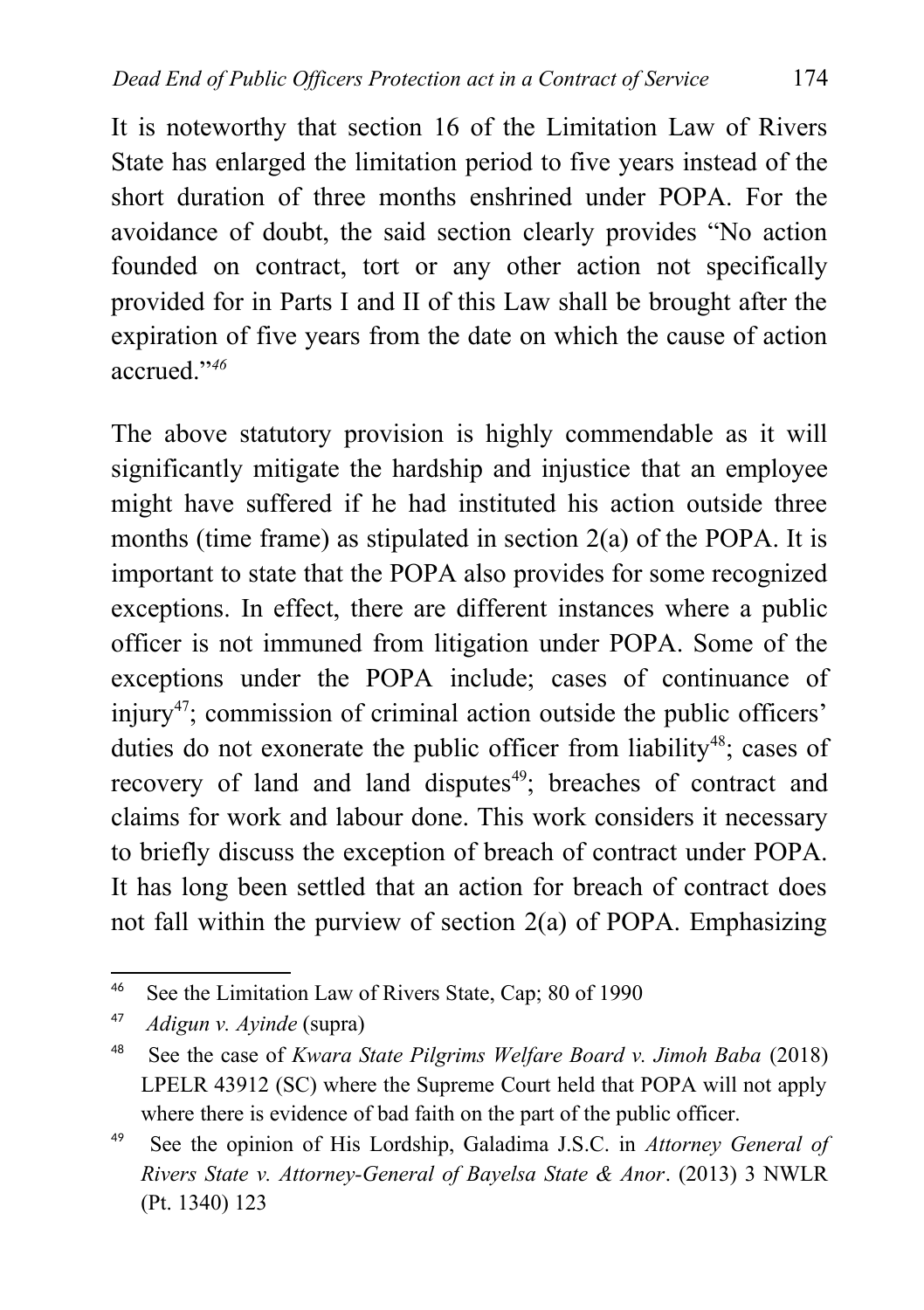It is noteworthy that section 16 of the Limitation Law of Rivers State has enlarged the limitation period to five years instead of the short duration of three months enshrined under POPA. For the avoidance of doubt, the said section clearly provides "No action founded on contract, tort or any other action not specifically provided for in Parts I and II of this Law shall be brought after the expiration of five years from the date on which the cause of action accrued."[46]

The above statutory provision is highly commendable as it will significantly mitigate the hardship and injustice that an employee might have suffered if he had instituted his action outside three months (time frame) as stipulated in section 2(a) of the POPA. It is important to state that the POPA also provides for some recognized exceptions. In effect, there are different instances where a public officer is not immuned from litigation under POPA. Some of the exceptions under the POPA include; cases of continuance of injury[47]; commission of criminal action outside the public officers' duties do not exonerate the public officer from liability[48]; cases of recovery of land and land disputes[49]; breaches of contract and claims for work and labour done. This work considers it necessary to briefly discuss the exception of breach of contract under POPA. It has long been settled that an action for breach of contract does not fall within the purview of section 2(a) of POPA. Emphasizing

---

[46] See the Limitation Law of Rivers State, Cap; 80 of 1990

[47] *Adigun v. Ayinde* (supra)

[48] See the case of *Kwara State Pilgrims Welfare Board v. Jimoh Baba* (2018) LPELR 43912 (SC) where the Supreme Court held that POPA will not apply where there is evidence of bad faith on the part of the public officer.

[49] See the opinion of His Lordship, Galadima J.S.C. in *Attorney General of Rivers State v. Attorney-General of Bayelsa State & Anor*. (2013) 3 NWLR (Pt. 1340) 123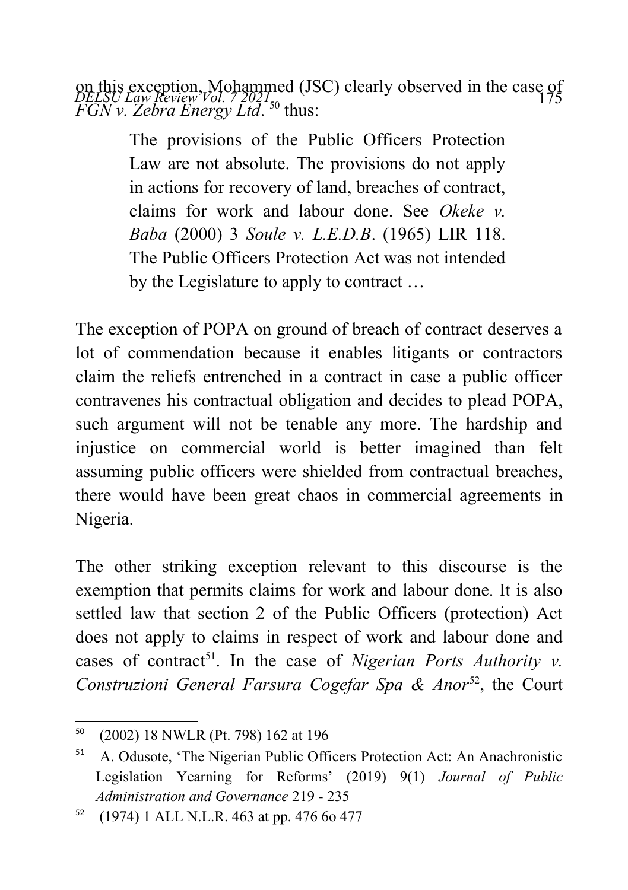on this exception, Mohammed (JSC) clearly observed in the case of *FGN v. Zebra Energy Ltd*.[50] thus:

> The provisions of the Public Officers Protection Law are not absolute. The provisions do not apply in actions for recovery of land, breaches of contract, claims for work and labour done. See *Okeke v. Baba* (2000) 3 *Soule v. L.E.D.B*. (1965) LIR 118. The Public Officers Protection Act was not intended by the Legislature to apply to contract …

The exception of POPA on ground of breach of contract deserves a lot of commendation because it enables litigants or contractors claim the reliefs entrenched in a contract in case a public officer contravenes his contractual obligation and decides to plead POPA, such argument will not be tenable any more. The hardship and injustice on commercial world is better imagined than felt assuming public officers were shielded from contractual breaches, there would have been great chaos in commercial agreements in Nigeria.

The other striking exception relevant to this discourse is the exemption that permits claims for work and labour done. It is also settled law that section 2 of the Public Officers (protection) Act does not apply to claims in respect of work and labour done and cases of contract[51]. In the case of *Nigerian Ports Authority v. Construzioni General Farsura Cogefar Spa & Anor*[52], the Court

---

[50] (2002) 18 NWLR (Pt. 798) 162 at 196

[51] A. Odusote, 'The Nigerian Public Officers Protection Act: An Anachronistic Legislation Yearning for Reforms' (2019) 9(1) *Journal of Public Administration and Governance* 219 - 235

[52] (1974) 1 ALL N.L.R. 463 at pp. 476 6o 477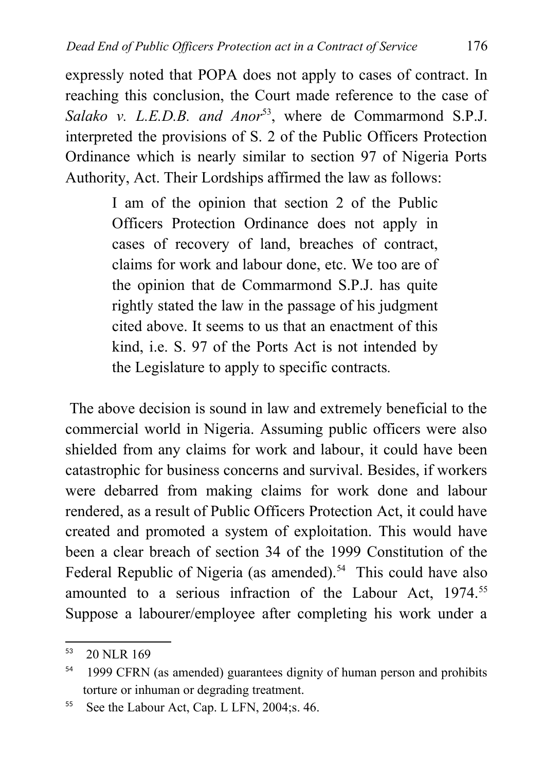expressly noted that POPA does not apply to cases of contract. In reaching this conclusion, the Court made reference to the case of *Salako v. L.E.D.B. and Anor*[53], where de Commarmond S.P.J. interpreted the provisions of S. 2 of the Public Officers Protection Ordinance which is nearly similar to section 97 of Nigeria Ports Authority, Act. Their Lordships affirmed the law as follows:

> I am of the opinion that section 2 of the Public Officers Protection Ordinance does not apply in cases of recovery of land, breaches of contract, claims for work and labour done, etc. We too are of the opinion that de Commarmond S.P.J. has quite rightly stated the law in the passage of his judgment cited above. It seems to us that an enactment of this kind, i.e. S. 97 of the Ports Act is not intended by the Legislature to apply to specific contracts.

The above decision is sound in law and extremely beneficial to the commercial world in Nigeria. Assuming public officers were also shielded from any claims for work and labour, it could have been catastrophic for business concerns and survival. Besides, if workers were debarred from making claims for work done and labour rendered, as a result of Public Officers Protection Act, it could have created and promoted a system of exploitation. This would have been a clear breach of section 34 of the 1999 Constitution of the Federal Republic of Nigeria (as amended).[54] This could have also amounted to a serious infraction of the Labour Act, 1974.[55] Suppose a labourer/employee after completing his work under a

---

[53] 20 NLR 169

[54] 1999 CFRN (as amended) guarantees dignity of human person and prohibits torture or inhuman or degrading treatment.

[55] See the Labour Act, Cap. L LFN, 2004;s. 46.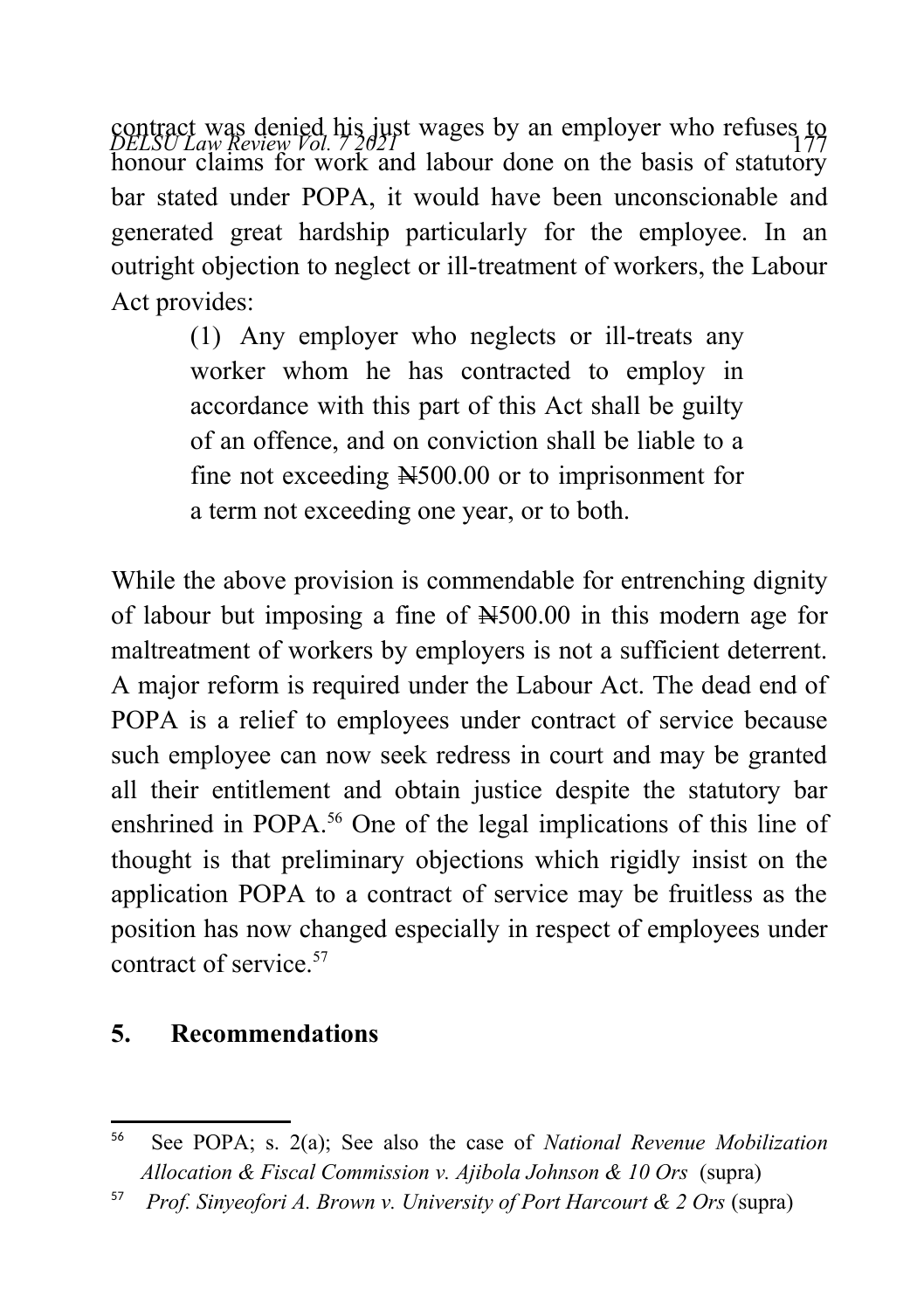contract was denied his just wages by an employer who refuses to honour claims for work and labour done on the basis of statutory bar stated under POPA, it would have been unconscionable and generated great hardship particularly for the employee. In an outright objection to neglect or ill-treatment of workers, the Labour Act provides:

> (1) Any employer who neglects or ill-treats any worker whom he has contracted to employ in accordance with this part of this Act shall be guilty of an offence, and on conviction shall be liable to a fine not exceeding ₦500.00 or to imprisonment for a term not exceeding one year, or to both.

While the above provision is commendable for entrenching dignity of labour but imposing a fine of ₦500.00 in this modern age for maltreatment of workers by employers is not a sufficient deterrent. A major reform is required under the Labour Act. The dead end of POPA is a relief to employees under contract of service because such employee can now seek redress in court and may be granted all their entitlement and obtain justice despite the statutory bar enshrined in POPA.[56] One of the legal implications of this line of thought is that preliminary objections which rigidly insist on the application POPA to a contract of service may be fruitless as the position has now changed especially in respect of employees under contract of service.[57]

## 5. Recommendations

---

[56] See POPA; s. 2(a); See also the case of *National Revenue Mobilization Allocation & Fiscal Commission v. Ajibola Johnson & 10 Ors* (supra)

[57] *Prof. Sinyeofori A. Brown v. University of Port Harcourt & 2 Ors* (supra)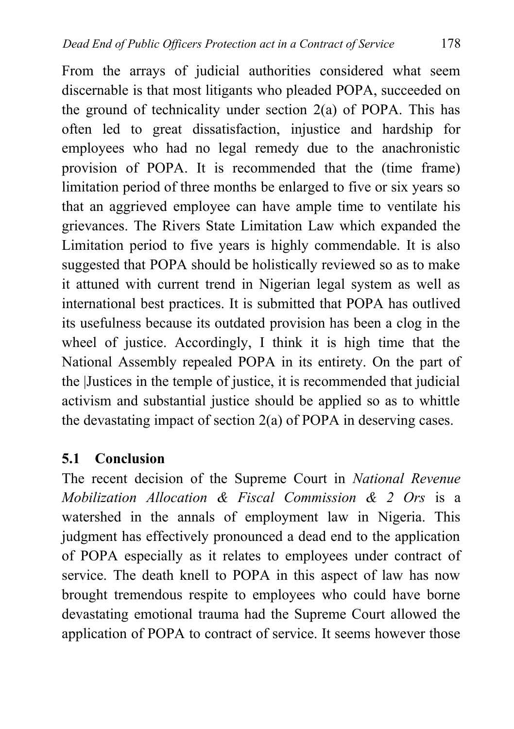From the arrays of judicial authorities considered what seem discernable is that most litigants who pleaded POPA, succeeded on the ground of technicality under section 2(a) of POPA. This has often led to great dissatisfaction, injustice and hardship for employees who had no legal remedy due to the anachronistic provision of POPA. It is recommended that the (time frame) limitation period of three months be enlarged to five or six years so that an aggrieved employee can have ample time to ventilate his grievances. The Rivers State Limitation Law which expanded the Limitation period to five years is highly commendable. It is also suggested that POPA should be holistically reviewed so as to make it attuned with current trend in Nigerian legal system as well as international best practices. It is submitted that POPA has outlived its usefulness because its outdated provision has been a clog in the wheel of justice. Accordingly, I think it is high time that the National Assembly repealed POPA in its entirety. On the part of the |Justices in the temple of justice, it is recommended that judicial activism and substantial justice should be applied so as to whittle the devastating impact of section 2(a) of POPA in deserving cases.

## 5.1 Conclusion

The recent decision of the Supreme Court in *National Revenue Mobilization Allocation & Fiscal Commission & 2 Ors* is a watershed in the annals of employment law in Nigeria. This judgment has effectively pronounced a dead end to the application of POPA especially as it relates to employees under contract of service. The death knell to POPA in this aspect of law has now brought tremendous respite to employees who could have borne devastating emotional trauma had the Supreme Court allowed the application of POPA to contract of service. It seems however those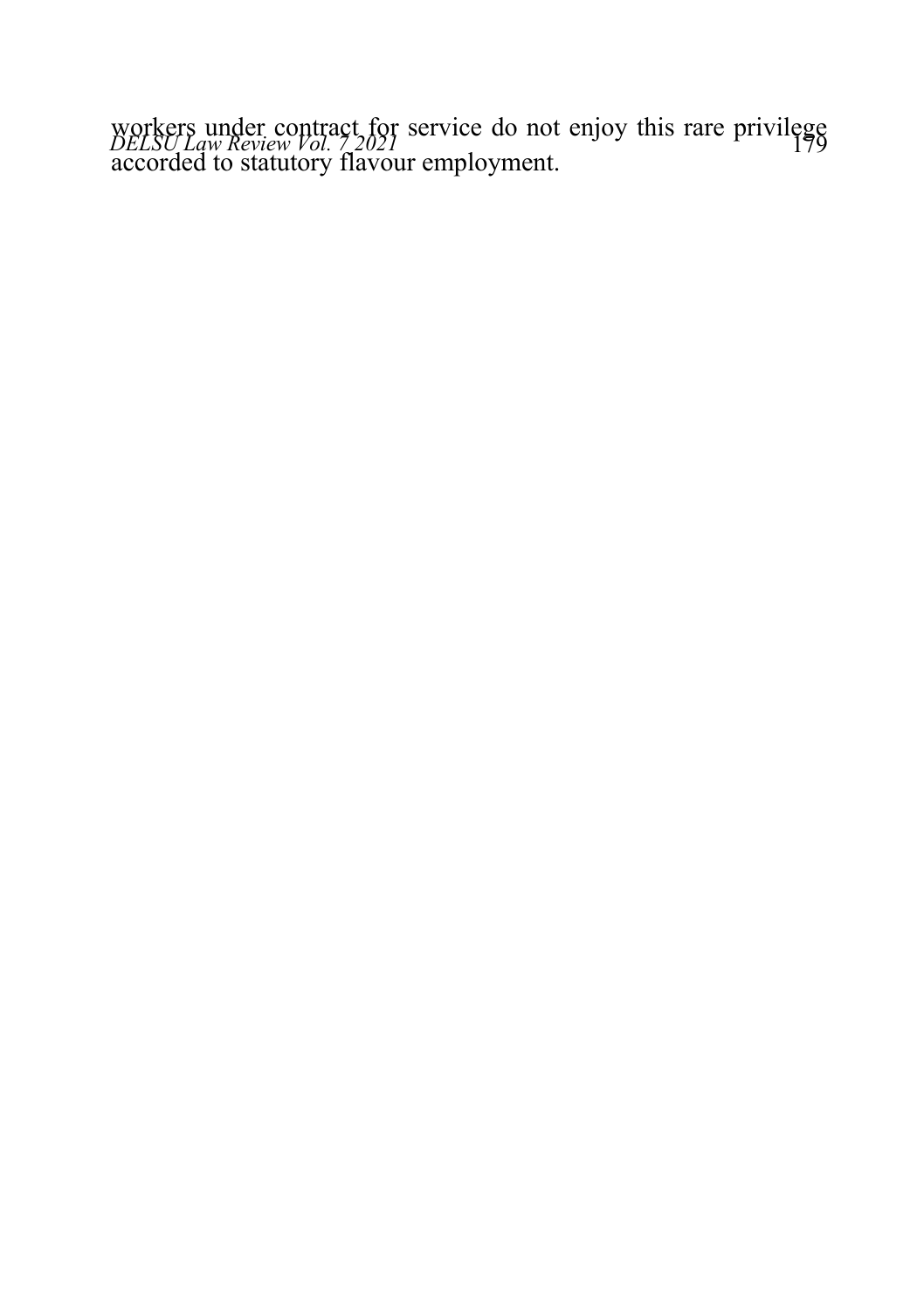workers under contract for service do not enjoy this rare privilege accorded to statutory flavour employment.